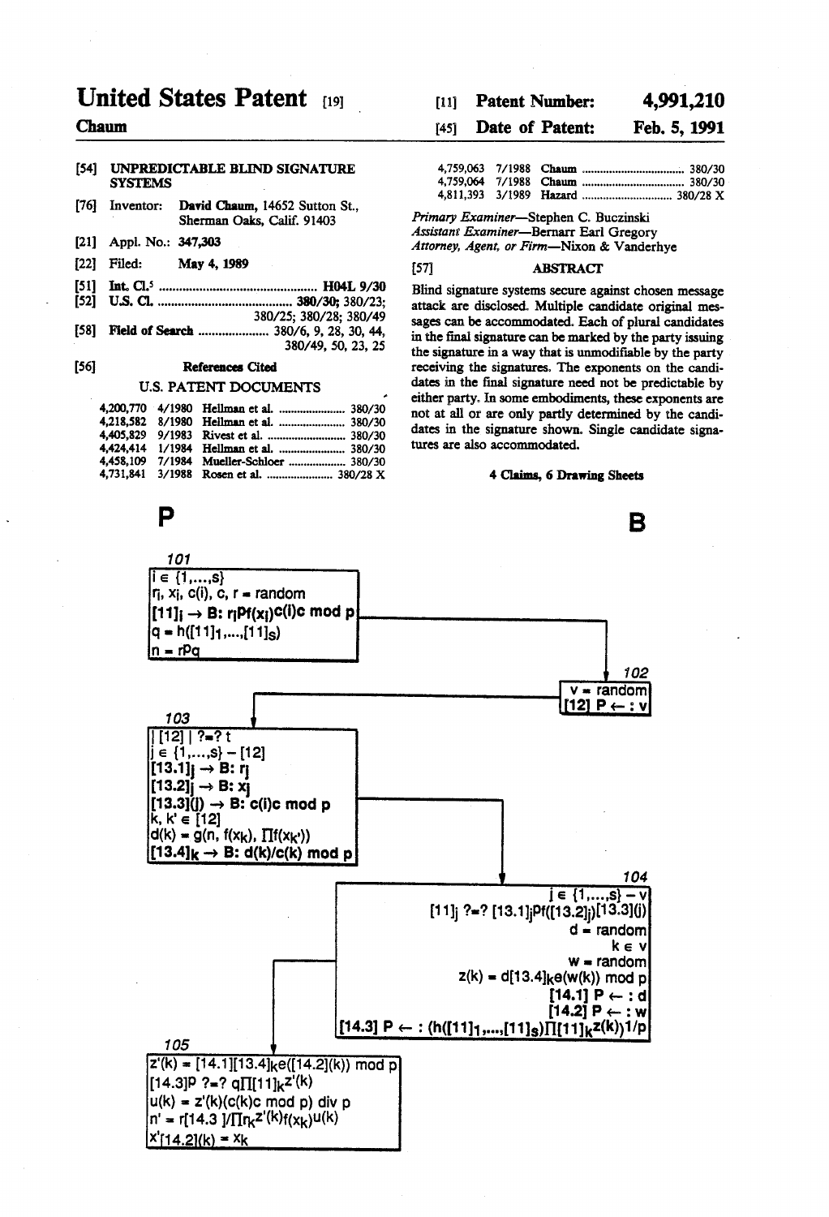# United States Patent [19]

**Chaum**

[11] **Patent Number: 4,991,210**

[45] **Date of Patent: Feb. 5, 1991**

[54] **UNPREDICTABLE BLIND SIGNATURE SYSTEMS**

[76] Inventor: **David Chaum**, 14652 Sutton St., Sherman Oaks, Calif. 91403

[21] Appl. No.: **347,303**

[22] Filed: **May 4, 1989**

[51] **Int. Cl.$^5$** .................................. **H04L 9/30**

[52] **U.S. Cl.** .................................. **380/30**; 380/23; 380/25; 380/28; 380/49

[58] **Field of Search** .................. 380/6, 9, 28, 30, 44, 380/49, 50, 23, 25

[56] **References Cited**

U.S. PATENT DOCUMENTS

| | | | |
|---|---|---|---|
| 4,200,770 | 4/1980 | Hellman et al. | 380/30 |
| 4,218,582 | 8/1980 | Hellman et al. | 380/30 |
| 4,405,829 | 9/1983 | Rivest et al. | 380/30 |
| 4,424,414 | 1/1984 | Hellman et al. | 380/30 |
| 4,458,109 | 7/1984 | Mueller-Schloer | 380/30 |
| 4,731,841 | 3/1988 | Rosen et al. | 380/28 X |
| 4,759,063 | 7/1988 | Chaum | 380/30 |
| 4,759,064 | 7/1988 | Chaum | 380/30 |
| 4,811,393 | 3/1989 | Hazard | 380/28 X |

*Primary Examiner*—Stephen C. Buczinski
*Assistant Examiner*—Bernarr Earl Gregory
*Attorney, Agent, or Firm*—Nixon & Vanderhye

[57] **ABSTRACT**

Blind signature systems secure against chosen message attack are disclosed. Multiple candidate original messages can be accommodated. Each of plural candidates in the final signature can be marked by the party issuing the signature in a way that is unmodifiable by the party receiving the signatures. The exponents on the candidates in the final signature need not be predictable by either party. In some embodiments, these exponents are not at all or are only partly determined by the candidates in the signature shown. Single candidate signatures are also accommodated.

**4 Claims, 6 Drawing Sheets**

**P** **B**

101
$i \in \{1,\ldots,s\}$
$r_i, x_i, c(i), c, r$ = random
$[11]_i \rightarrow$ B: $r_i P f(x_i)^{c(i)c} \bmod p$
$q = h([11]_1,\ldots,[11]_s)$
$n = rPq$

102
$v$ = random
$[12]$ P $\leftarrow$ : $v$

103
$|[12]|$ ?=? $t$
$j \in \{1,\ldots,s\} - [12]$
$[13.1]_j \rightarrow$ B: $r_j$
$[13.2]_j \rightarrow$ B: $x_j$
$[13.3](j) \rightarrow$ B: $c(i)c \bmod p$
$k, k' \in [12]$
$d(k) = g(n, f(x_k), \Pi f(x_{k'}))$
$[13.4]_k \rightarrow$ B: $d(k)/c(k) \bmod p$

104
$j \in \{1,\ldots,s\} - v$
$[11]_j$ ?=? $[13.1]_j P f([13.2]_j)^{[13.3](j)}$
$d$ = random
$k \in v$
$w$ = random
$z(k) = d[13.4]_k e(w(k)) \bmod p$
$[14.1]$ P $\leftarrow$ : $d$
$[14.2]$ P $\leftarrow$ : $w$
$[14.3]$ P $\leftarrow$ : $(h([11]_1,\ldots,[11]_s)\Pi[11]_k{}^{z(k)})^{1/p}$

105
$z'(k) = [14.1][13.4]_k e([14.2](k)) \bmod p$
$[14.3]^p$ ?=? $q\Pi[11]_k{}^{z'(k)}$
$u(k) = z'(k)(c(k)c \bmod p) \text{ div } p$
$n' = r[14.3]/\Pi r_k{}^{z'(k)} f(x_k)^{u(k)}$
$x'[14.2](k) = x_k$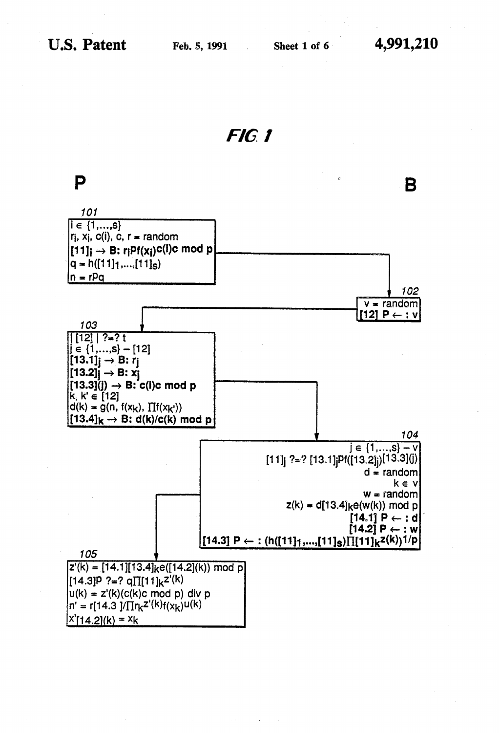FIG. 1

**P** **B**

101

$i \in \{1,\ldots,s\}$
$r_i$, $x_i$, $c(i)$, $c$, $r$ = random
**$[11]_i \rightarrow$ B: $r_i^p f(x_i)^{c(i)c}$ mod p**
$q = h([11]_1,\ldots,[11]_s)$
$n = r^p q$

102

v = random
**[12] P ← : v**

103

$|[12]|$ ?=? t
$j \in \{1,\ldots,s\} - [12]$
**$[13.1]_j \rightarrow$ B: $r_j$**
**$[13.2]_j \rightarrow$ B: $x_j$**
**$[13.3](j) \rightarrow$ B: $c(i)c$ mod p**
$k, k' \in [12]$
$d(k) = g(n, f(x_k), \Pi f(x_{k'}))$
**$[13.4]_k \rightarrow$ B: $d(k)/c(k)$ mod p**

104

$j \in \{1,\ldots,s\} - v$
$[11]_j$ ?=? $[13.1]_j^p f([13.2]_j)^{[13.3](j)}$
d = random
$k \in v$
w = random
$z(k) = d[13.4]_k e(w(k))$ mod p
**[14.1] P ← : d**
**[14.2] P ← : w**
**[14.3] P ← : $(h([11]_1,\ldots,[11]_s)\Pi[11]_k^{z(k)})^{1/p}$**

105

$z'(k) = [14.1][13.4]_k e([14.2](k))$ mod p
$[14.3]^p$ ?=? $q\Pi[11]_k^{z'(k)}$
$u(k) = z'(k)(c(k)c$ mod p$)$ div p
$n' = r[14.3]/\Pi r_k^{z'(k)} f(x_k)^{u(k)}$
$x'_{[14.2](k)} = x_k$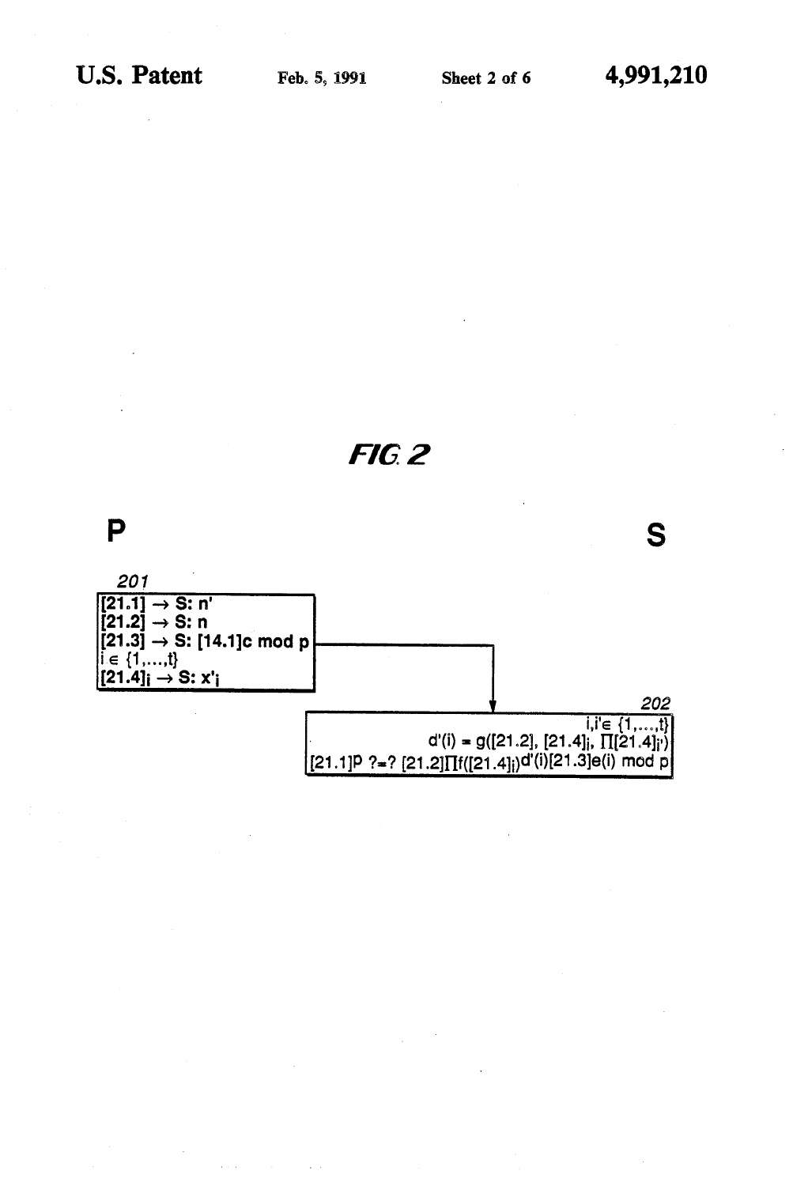FIG. 2

**P**

**S**

201

[21.1] → S: n'
[21.2] → S: n
[21.3] → S: [14.1]c mod p
$i \in \{1,\ldots,t\}$
$[21.4]_i$ → S: $x'_i$

202

$i, i' \in \{1,\ldots,t\}$
$d'(i) = g([21.2], [21.4]_i, \prod [21.4]_{i'})$
$[21.1]^p \; ?\!=\!? \; [21.2] \prod f([21.4]_i)^{d'(i)} [21.3]^{e(i)} \bmod p$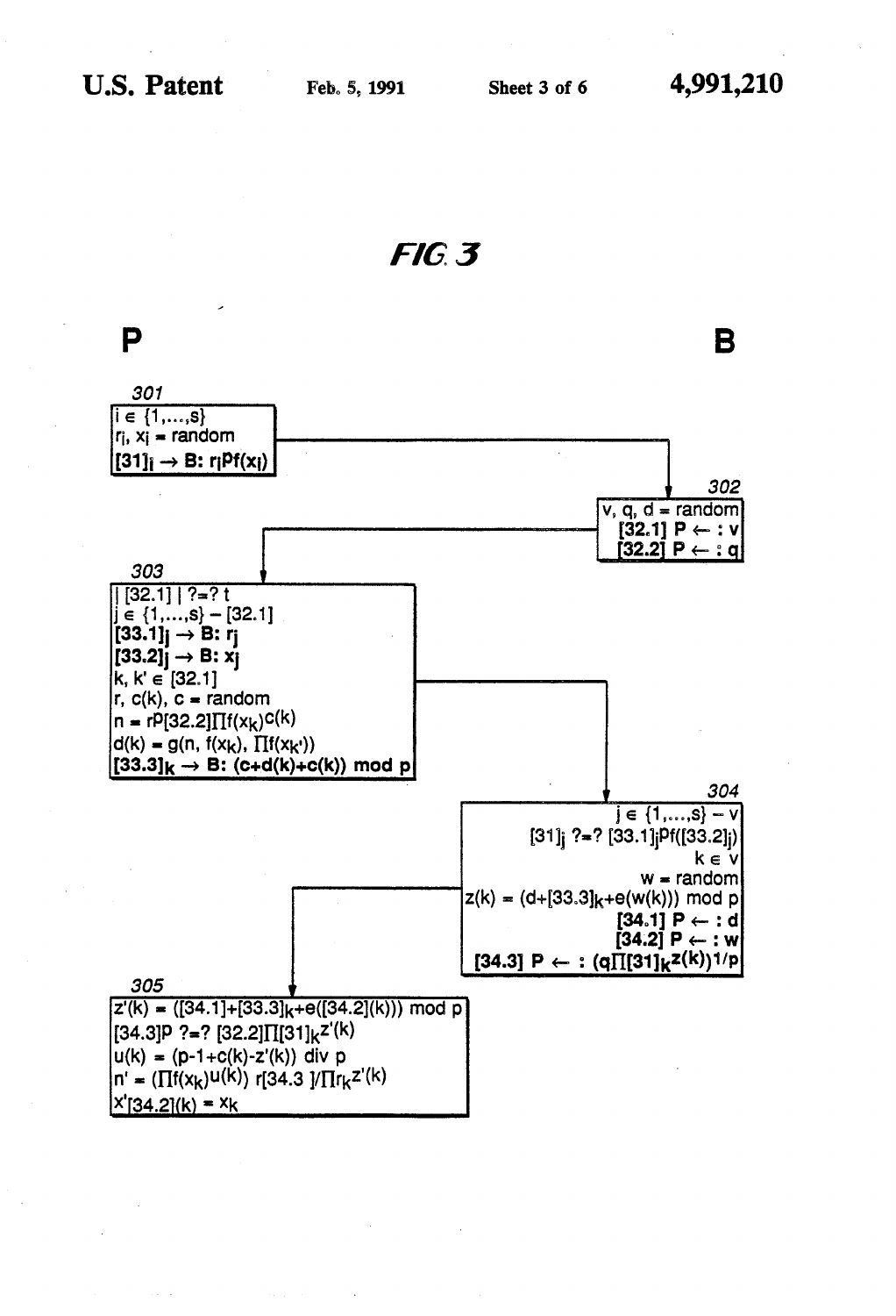# FIG. 3

**P** **B**

**301**

$i \in \{1,\ldots,s\}$
$r_i, x_i$ = random
**[31]$_i$ → B: $r_i{}^P f(x_i)$**

**302**

v, q, d = random
**[32.1] P ← : v**
**[32.2] P ← : q**

**303**

$|[32.1]|$ ?=? t
$j \in \{1,\ldots,s\} - [32.1]$
**[33.1]$_j$ → B: $r_j$**
**[33.2]$_j$ → B: $x_j$**
$k, k' \in [32.1]$
r, c(k), c = random
$n = r^P [32.2] \prod f(x_k)^{c(k)}$
$d(k) = g(n, f(x_k), \prod f(x_{k'}))$
**[33.3]$_k$ → B: (c+d(k)+c(k)) mod p**

**304**

$j \in \{1,\ldots,s\} - v$
$[31]_j$ ?=? $[33.1]_j{}^P f([33.2]_j)$
$k \in v$
w = random
$z(k) = (d + [33.3]_k + e(w(k))) \bmod p$
**[34.1] P ← : d**
**[34.2] P ← : w**
**[34.3] P ← : $(q \prod [31]_k{}^{z(k)})^{1/p}$**

**305**

$z'(k) = ([34.1] + [33.3]_k + e([34.2](k))) \bmod p$
$[34.3]^p$ ?=? $[32.2] \prod [31]_k{}^{z'(k)}$
$u(k) = (p - 1 + c(k) - z'(k)) \text{ div } p$
$n' = (\prod f(x_k)^{u(k)})\, r[34.3] / \prod r_k{}^{z'(k)}$
$x'_{[34.2](k)} = x_k$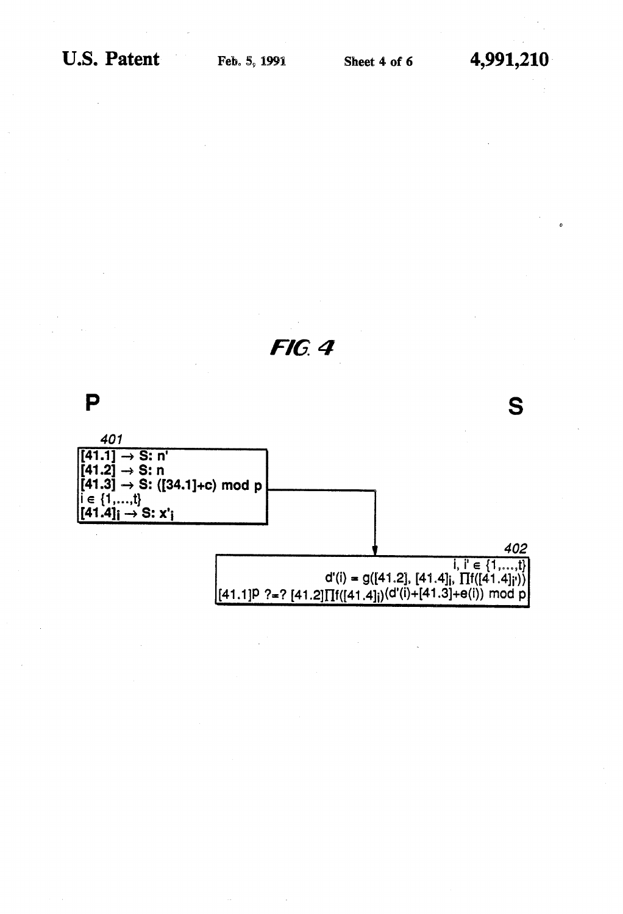FIG. 4

P

S

401

[41.1] → S: $n'$
[41.2] → S: $n$
[41.3] → S: ([34.1]+c) mod p
$i \in \{1,\ldots,t\}$
$[41.4]_i$ → S: $x'_i$

402

$i, i' \in \{1,\ldots,t\}$
$d'(i) = g([41.2], [41.4]_i, \Pi f([41.4]_{i'}))$
$[41.1]^p$ ?=? $[41.2]\Pi f([41.4]_i)^{(d'(i)+[41.3]+e(i))}$ mod p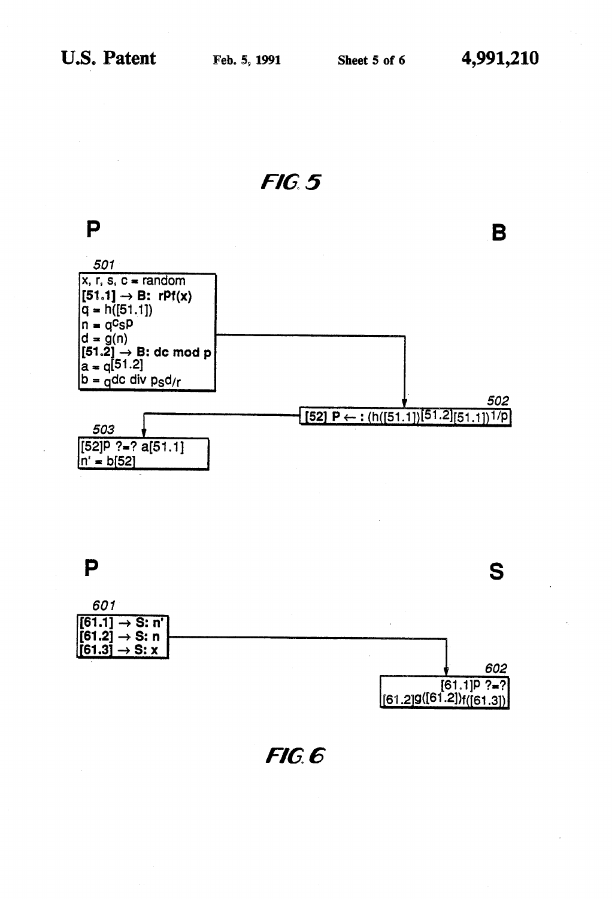## FIG. 5

**P** **B**

501

x, r, s, c = random
**[51.1] → B:** $r^p f(x)$
$q = h([51.1])$
$n = q^c s^p$
$d = g(n)$
**[51.2] → B: dc mod p**
$a = q^{[51.2]}$
$b = q^{dc \text{ div } p} s^{d} / r$

502

**[52] P ← :** $(h([51.1])^{[51.2]} [51.1])^{1/p}$

503

$[52]^p$ ?=? $a[51.1]$
$n' = b[52]$

## FIG. 6

**P** **S**

601

**[61.1] → S: n'**
**[61.2] → S: n**
**[61.3] → S: x**

602

$[61.1]^p$ ?=? $[61.2]^{g([61.2])} f([61.3])$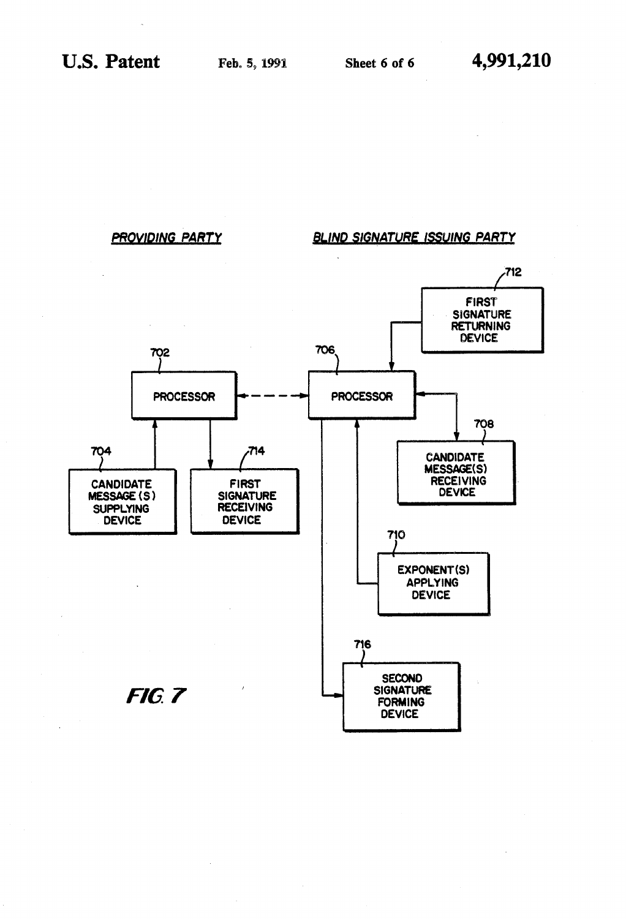*PROVIDING PARTY*

*BLIND SIGNATURE ISSUING PARTY*

712 FIRST SIGNATURE RETURNING DEVICE

702 PROCESSOR

706 PROCESSOR

708 CANDIDATE MESSAGE(S) RECEIVING DEVICE

704 CANDIDATE MESSAGE(S) SUPPLYING DEVICE

714 FIRST SIGNATURE RECEIVING DEVICE

710 EXPONENT(S) APPLYING DEVICE

716 SECOND SIGNATURE FORMING DEVICE

*FIG. 7*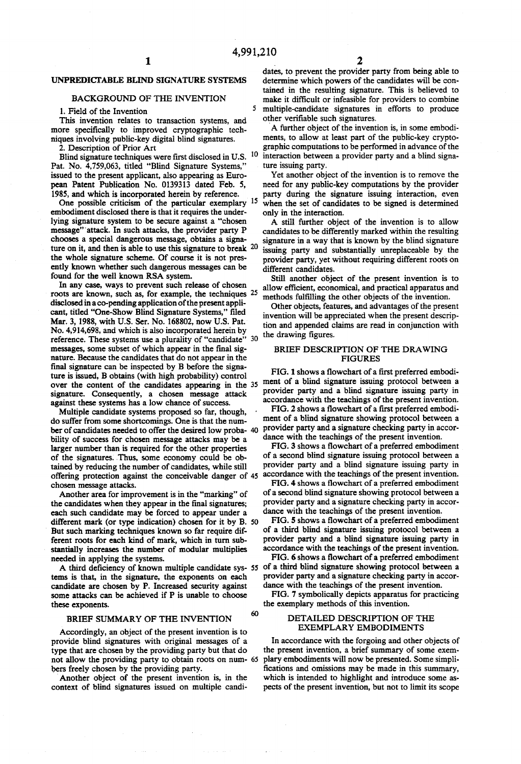# UNPREDICTABLE BLIND SIGNATURE SYSTEMS

## BACKGROUND OF THE INVENTION

### 1. Field of the Invention

This invention relates to transaction systems, and more specifically to improved cryptographic techniques involving public-key digital blind signatures.

### 2. Description of Prior Art

Blind signature techniques were first disclosed in U.S. Pat. No. 4,759,063, titled "Blind Signature Systems," issued to the present applicant, also appearing as European Patent Publication No. 0139313 dated Feb. 5, 1985, and which is incorporated herein by reference.

One possible criticism of the particular exemplary embodiment disclosed there is that it requires the underlying signature system to be secure against a "chosen message" attack. In such attacks, the provider party P chooses a special dangerous message, obtains a signature on it, and then is able to use this signature to break the whole signature scheme. Of course it is not presently known whether such dangerous messages can be found for the well known RSA system.

In any case, ways to prevent such release of chosen roots are known, such as, for example, the techniques disclosed in a co-pending application of the present applicant, titled "One-Show Blind Signature Systems," filed Mar. 3, 1988, with U.S. Ser. No. 168802, now U.S. Pat. No. 4,914,698, and which is also incorporated herein by reference. These systems use a plurality of "candidate" messages, some subset of which appear in the final signature. Because the candidates that do not appear in the final signature can be inspected by B before the signature is issued, B obtains (with high probability) control over the content of the candidates appearing in the signature. Consequently, a chosen message attack against these systems has a low chance of success.

Multiple candidate systems proposed so far, though, do suffer from some shortcomings. One is that the number of candidates needed to offer the desired low probability of success for chosen message attacks may be a larger number than is required for the other properties of the signatures. Thus, some economy could be obtained by reducing the number of candidates, while still offering protection against the conceivable danger of chosen message attacks.

Another area for improvement is in the "marking" of the candidates when they appear in the final signatures; each such candidate may be forced to appear under a different mark (or type indication) chosen for it by B. But such marking techniques known so far require different roots for each kind of mark, which in turn substantially increases the number of modular multiplies needed in applying the systems.

A third deficiency of known multiple candidate systems is that, in the signature, the exponents on each candidate are chosen by P. Increased security against some attacks can be achieved if P is unable to choose these exponents.

## BRIEF SUMMARY OF THE INVENTION

Accordingly, an object of the present invention is to provide blind signatures with original messages of a type that are chosen by the providing party but that do not allow the providing party to obtain roots on numbers freely chosen by the providing party.

Another object of the present invention is, in the context of blind signatures issued on multiple candidates, to prevent the provider party from being able to determine which powers of the candidates will be contained in the resulting signature. This is believed to make it difficult or infeasible for providers to combine multiple-candidate signatures in efforts to produce other verifiable such signatures.

A further object of the invention is, in some embodiments, to allow at least part of the public-key cryptographic computations to be performed in advance of the interaction between a provider party and a blind signature issuing party.

Yet another object of the invention is to remove the need for any public-key computations by the provider party during the signature issuing interaction, even when the set of candidates to be signed is determined only in the interaction.

A still further object of the invention is to allow candidates to be differently marked within the resulting signature in a way that is known by the blind signature issuing party and substantially unreplaceable by the provider party, yet without requiring different roots on different candidates.

Still another object of the present invention is to allow efficient, economical, and practical apparatus and methods fulfilling the other objects of the invention.

Other objects, features, and advantages of the present invention will be appreciated when the present description and appended claims are read in conjunction with the drawing figures.

## BRIEF DESCRIPTION OF THE DRAWING FIGURES

FIG. 1 shows a flowchart of a first preferred embodiment of a blind signature issuing protocol between a provider party and a blind signature issuing party in accordance with the teachings of the present invention.

FIG. 2 shows a flowchart of a first preferred embodiment of a blind signature showing protocol between a provider party and a signature checking party in accordance with the teachings of the present invention.

FIG. 3 shows a flowchart of a preferred embodiment of a second blind signature issuing protocol between a provider party and a blind signature issuing party in accordance with the teachings of the present invention.

FIG. 4 shows a flowchart of a preferred embodiment of a second blind signature showing protocol between a provider party and a signature checking party in accordance with the teachings of the present invention.

FIG. 5 shows a flowchart of a preferred embodiment of a third blind signature issuing protocol between a provider party and a blind signature issuing party in accordance with the teachings of the present invention.

FIG. 6 shows a flowchart of a preferred embodiment of a third blind signature showing protocol between a provider party and a signature checking party in accordance with the teachings of the present invention.

FIG. 7 symbolically depicts apparatus for practicing the exemplary methods of this invention.

## DETAILED DESCRIPTION OF THE EXEMPLARY EMBODIMENTS

In accordance with the forgoing and other objects of the present invention, a brief summary of some exemplary embodiments will now be presented. Some simplifications and omissions may be made in this summary, which is intended to highlight and introduce some aspects of the present invention, but not to limit its scope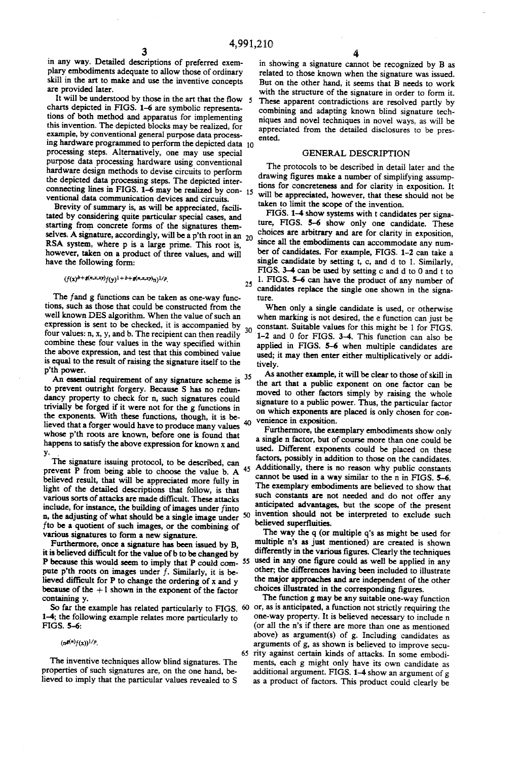in any way. Detailed descriptions of preferred exemplary embodiments adequate to allow those of ordinary skill in the art to make and use the inventive concepts are provided later.

It will be understood by those in the art that the flow charts depicted in FIGS. 1–6 are symbolic representations of both method and apparatus for implementing this invention. The depicted blocks may be realized, for example, by conventional general purpose data processing hardware programmed to perform the depicted data processing steps. Alternatively, one may use special purpose data processing hardware using conventional hardware design methods to devise circuits to perform the depicted data processing steps. The depicted interconnecting lines in FIGS. 1–6 may be realized by conventional data communication devices and circuits.

Brevity of summary is, as will be appreciated, facilitated by considering quite particular special cases, and starting from concrete forms of the signatures themselves. A signature, accordingly, will be a p'th root in an RSA system, where p is a large prime. This root is, however, taken on a product of three values, and will have the following form:

$$(f(x)^{b+g(n,x,y)}f(y)^{1+b+g(n,x,y)}n)^{1/p}.$$

The $f$ and $g$ functions can be taken as one-way functions, such as those that could be constructed from the well known DES algorithm. When the value of such an expression is sent to be checked, it is accompanied by four values: n, x, y, and b. The recipient can then readily combine these four values in the way specified within the above expression, and test that this combined value is equal to the result of raising the signature itself to the p'th power.

An essential requirement of any signature scheme is to prevent outright forgery. Because S has no redundancy property to check for n, such signatures could trivially be forged if it were not for the g functions in the exponents. With these functions, though, it is believed that a forger would have to produce many values whose p'th roots are known, before one is found that happens to satisfy the above expression for known x and y.

The signature issuing protocol, to be described, can prevent P from being able to choose the value b. A believed result, that will be appreciated more fully in light of the detailed descriptions that follow, is that various sorts of attacks are made difficult. These attacks include, for instance, the building of images under $f$ into n, the adjusting of what should be a single image under $f$ to be a quotient of such images, or the combining of various signatures to form a new signature.

Furthermore, once a signature has been issued by B, it is believed difficult for the value of b to be changed by P because this would seem to imply that P could compute p'th roots on images under $f$. Similarly, it is believed difficult for P to change the ordering of x and y because of the +1 shown in the exponent of the factor containing y.

So far the example has related particularly to FIGS. 1–4; the following example relates more particularly to FIGS. 5–6:

$$(n^{g(n)}f(x))^{1/p}.$$

The inventive techniques allow blind signatures. The properties of such signatures are, on the one hand, believed to imply that the particular values revealed to S in showing a signature cannot be recognized by B as related to those known when the signature was issued. But on the other hand, it seems that B needs to work with the structure of the signature in order to form it. These apparent contradictions are resolved partly by combining and adapting known blind signature techniques and novel techniques in novel ways, as will be appreciated from the detailed disclosures to be presented.

## GENERAL DESCRIPTION

The protocols to be described in detail later and the drawing figures make a number of simplifying assumptions for concreteness and for clarity in exposition. It will be appreciated, however, that these should not be taken to limit the scope of the invention.

FIGS. 1–4 show systems with t candidates per signature, FIGS. 5–6 show only one candidate. These choices are arbitrary and are for clarity in exposition, since all the embodiments can accommodate any number of candidates. For example, FIGS. 1–2 can take a single candidate by setting t, c, and d to 1. Similarly, FIGS. 3–4 can be used by setting c and d to 0 and t to 1. FIGS. 5–6 can have the product of any number of candidates replace the single one shown in the signature.

When only a single candidate is used, or otherwise when marking is not desired, the e function can just be constant. Suitable values for this might be 1 for FIGS. 1–2 and 0 for FIGS. 3–4. This function can also be applied in FIGS. 5–6 when multiple candidates are used; it may then enter either multiplicatively or additively.

As another example, it will be clear to those of skill in the art that a public exponent on one factor can be moved to other factors simply by raising the whole signature to a public power. Thus, the particular factor on which exponents are placed is only chosen for convenience in exposition.

Furthermore, the exemplary embodiments show only a single n factor, but of course more than one could be used. Different exponents could be placed on these factors, possibly in addition to those on the candidates. Additionally, there is no reason why public constants cannot be used in a way similar to the n in FIGS. 5–6. The exemplary embodiments are believed to show that such constants are not needed and do not offer any anticipated advantages, but the scope of the present invention should not be interpreted to exclude such believed superfluities.

The way the q (or multiple q's as might be used for multiple n's as just mentioned) are created is shown differently in the various figures. Clearly the techniques used in any one figure could as well be applied in any other; the differences having been included to illustrate the major approaches and are independent of the other choices illustrated in the corresponding figures.

The function g may be any suitable one-way function or, as is anticipated, a function not strictly requiring the one-way property. It is believed necessary to include n (or all the n's if there are more than one as mentioned above) as argument(s) of g. Including candidates as arguments of g, as shown is believed to improve security against certain kinds of attacks. In some embodiments, each g might only have its own candidate as additional argument. FIGS. 1–4 show an argument of g as a product of factors. This product could clearly be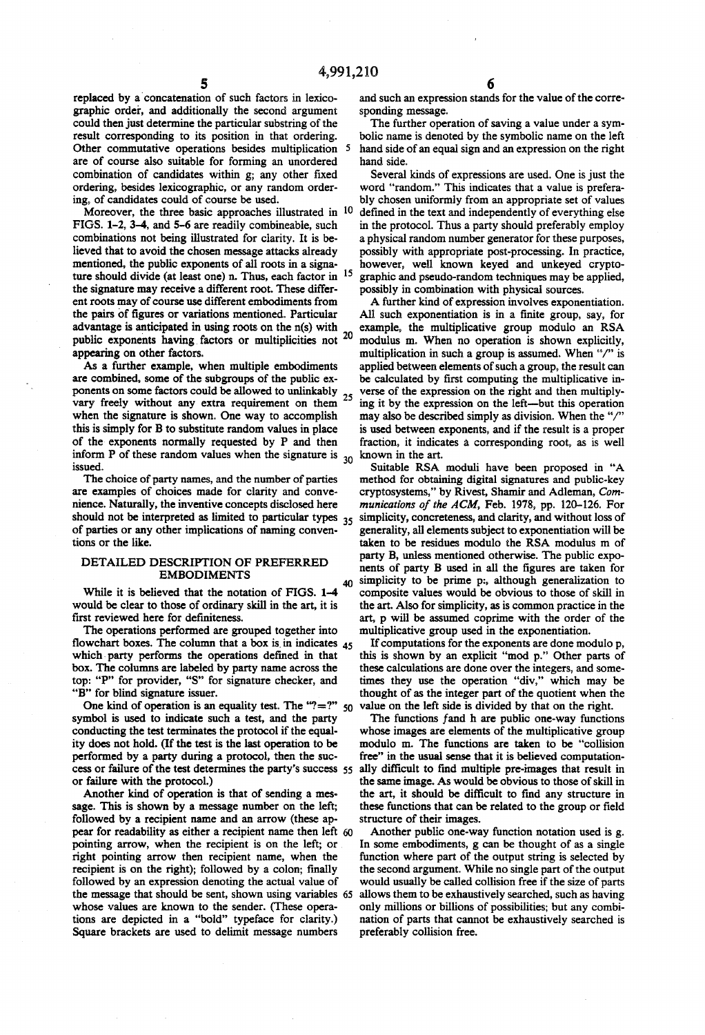replaced by a concatenation of such factors in lexicographic order, and additionally the second argument could then just determine the particular substring of the result corresponding to its position in that ordering. Other commutative operations besides multiplication are of course also suitable for forming an unordered combination of candidates within g; any other fixed ordering, besides lexicographic, or any random ordering, of candidates could of course be used.

Moreover, the three basic approaches illustrated in FIGS. 1-2, 3-4, and 5-6 are readily combineable, such combinations not being illustrated for clarity. It is believed that to avoid the chosen message attacks already mentioned, the public exponents of all roots in a signature should divide (at least one) n. Thus, each factor in the signature may receive a different root. These different roots may of course use different embodiments from the pairs of figures or variations mentioned. Particular advantage is anticipated in using roots on the n(s) with public exponents having factors or multiplicities not appearing on other factors.

As a further example, when multiple embodiments are combined, some of the subgroups of the public exponents on some factors could be allowed to unlinkably vary freely without any extra requirement on them when the signature is shown. One way to accomplish this is simply for B to substitute random values in place of the exponents normally requested by P and then inform P of these random values when the signature is issued.

The choice of party names, and the number of parties are examples of choices made for clarity and convenience. Naturally, the inventive concepts disclosed here should not be interpreted as limited to particular types of parties or any other implications of naming conventions or the like.

## DETAILED DESCRIPTION OF PREFERRED EMBODIMENTS

While it is believed that the notation of FIGS. 1-4 would be clear to those of ordinary skill in the art, it is first reviewed here for definiteness.

The operations performed are grouped together into flowchart boxes. The column that a box is in indicates which party performs the operations defined in that box. The columns are labeled by party name across the top: "P" for provider, "S" for signature checker, and "B" for blind signature issuer.

One kind of operation is an equality test. The "?=?" symbol is used to indicate such a test, and the party conducting the test terminates the protocol if the equality does not hold. (If the test is the last operation to be performed by a party during a protocol, then the success or failure of the test determines the party's success or failure with the protocol.)

Another kind of operation is that of sending a message. This is shown by a message number on the left; followed by a recipient name and an arrow (these appear for readability as either a recipient name then left pointing arrow, when the recipient is on the left; or right pointing arrow then recipient name, when the recipient is on the right); followed by a colon; finally followed by an expression denoting the actual value of the message that should be sent, shown using variables whose values are known to the sender. (These operations are depicted in a "bold" typeface for clarity.) Square brackets are used to delimit message numbers and such an expression stands for the value of the corresponding message.

The further operation of saving a value under a symbolic name is denoted by the symbolic name on the left hand side of an equal sign and an expression on the right hand side.

Several kinds of expressions are used. One is just the word "random." This indicates that a value is preferably chosen uniformly from an appropriate set of values defined in the text and independently of everything else in the protocol. Thus a party should preferably employ a physical random number generator for these purposes, possibly with appropriate post-processing. In practice, however, well known keyed and unkeyed cryptographic and pseudo-random techniques may be applied, possibly in combination with physical sources.

A further kind of expression involves exponentiation. All such exponentiation is in a finite group, say, for example, the multiplicative group modulo an RSA modulus m. When no operation is shown explicitly, multiplication in such a group is assumed. When "/" is applied between elements of such a group, the result can be calculated by first computing the multiplicative inverse of the expression on the right and then multiplying it by the expression on the left—but this operation may also be described simply as division. When the "/" is used between exponents, and if the result is a proper fraction, it indicates a corresponding root, as is well known in the art.

Suitable RSA moduli have been proposed in "A method for obtaining digital signatures and public-key cryptosystems," by Rivest, Shamir and Adleman, *Communications of the ACM*, Feb. 1978, pp. 120-126. For simplicity, concreteness, and clarity, and without loss of generality, all elements subject to exponentiation will be taken to be residues modulo the RSA modulus m of party B, unless mentioned otherwise. The public exponents of party B used in all the figures are taken for simplicity to be prime p:, although generalization to composite values would be obvious to those of skill in the art. Also for simplicity, as is common practice in the art, p will be assumed coprime with the order of the multiplicative group used in the exponentiation.

If computations for the exponents are done modulo p, this is shown by an explicit "mod p." Other parts of these calculations are done over the integers, and sometimes they use the operation "div," which may be thought of as the integer part of the quotient when the value on the left side is divided by that on the right.

The functions *f* and h are public one-way functions whose images are elements of the multiplicative group modulo m. The functions are taken to be "collision free" in the usual sense that it is believed computationally difficult to find multiple pre-images that result in the same image. As would be obvious to those of skill in the art, it should be difficult to find any structure in these functions that can be related to the group or field structure of their images.

Another public one-way function notation used is g. In some embodiments, g can be thought of as a single function where part of the output string is selected by the second argument. While no single part of the output would usually be called collision free if the size of parts allows them to be exhaustively searched, such as having only millions or billions of possibilities; but any combination of parts that cannot be exhaustively searched is preferably collision free.